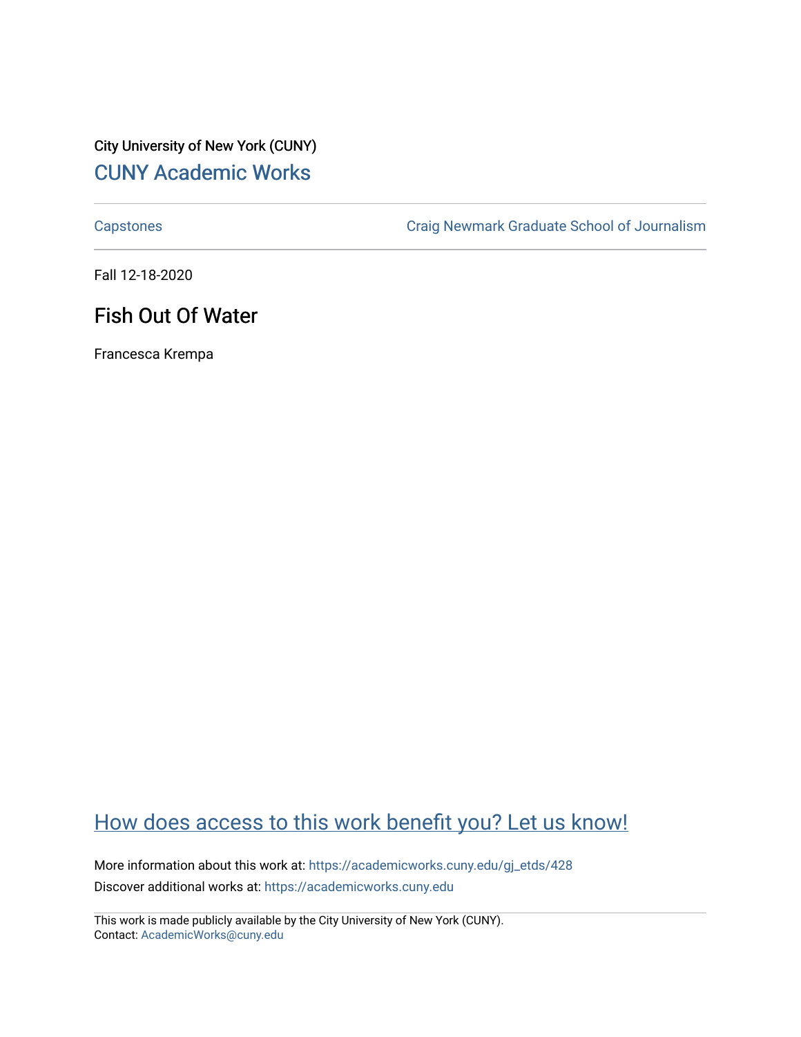City University of New York (CUNY)

CUNY Academic Works

Capstones

Craig Newmark Graduate School of Journalism

Fall 12-18-2020

# Fish Out Of Water

Francesca Krempa

How does access to this work benefit you? Let us know!

More information about this work at: https://academicworks.cuny.edu/gj_etds/428

Discover additional works at: https://academicworks.cuny.edu

This work is made publicly available by the City University of New York (CUNY).
Contact: AcademicWorks@cuny.edu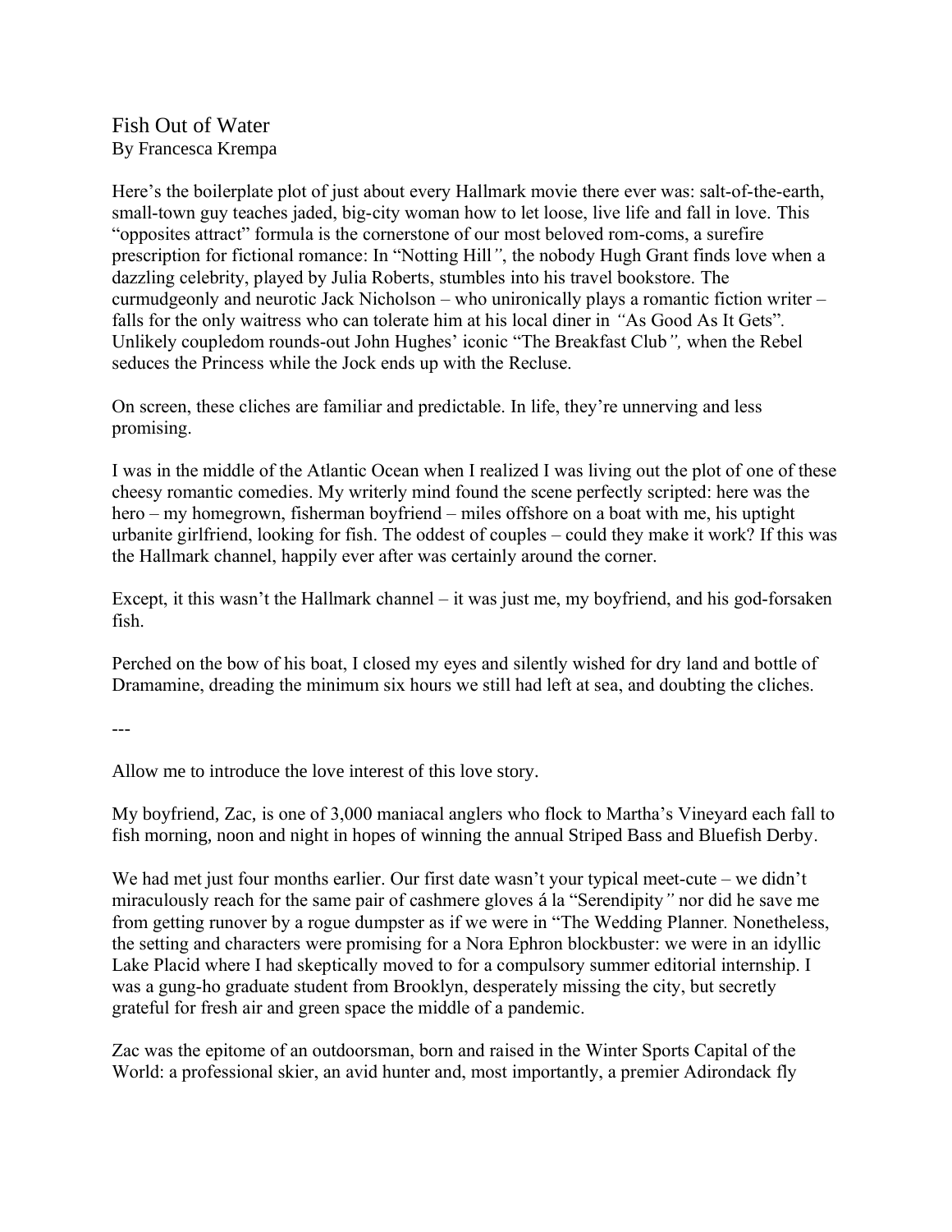# Fish Out of Water

By Francesca Krempa

Here's the boilerplate plot of just about every Hallmark movie there ever was: salt-of-the-earth, small-town guy teaches jaded, big-city woman how to let loose, live life and fall in love. This "opposites attract" formula is the cornerstone of our most beloved rom-coms, a surefire prescription for fictional romance: In "Notting Hill", the nobody Hugh Grant finds love when a dazzling celebrity, played by Julia Roberts, stumbles into his travel bookstore. The curmudgeonly and neurotic Jack Nicholson – who unironically plays a romantic fiction writer – falls for the only waitress who can tolerate him at his local diner in "As Good As It Gets". Unlikely coupledom rounds-out John Hughes' iconic "The Breakfast Club", when the Rebel seduces the Princess while the Jock ends up with the Recluse.

On screen, these cliches are familiar and predictable. In life, they're unnerving and less promising.

I was in the middle of the Atlantic Ocean when I realized I was living out the plot of one of these cheesy romantic comedies. My writerly mind found the scene perfectly scripted: here was the hero – my homegrown, fisherman boyfriend – miles offshore on a boat with me, his uptight urbanite girlfriend, looking for fish. The oddest of couples – could they make it work? If this was the Hallmark channel, happily ever after was certainly around the corner.

Except, it this wasn't the Hallmark channel – it was just me, my boyfriend, and his god-forsaken fish.

Perched on the bow of his boat, I closed my eyes and silently wished for dry land and bottle of Dramamine, dreading the minimum six hours we still had left at sea, and doubting the cliches.

---

Allow me to introduce the love interest of this love story.

My boyfriend, Zac, is one of 3,000 maniacal anglers who flock to Martha's Vineyard each fall to fish morning, noon and night in hopes of winning the annual Striped Bass and Bluefish Derby.

We had met just four months earlier. Our first date wasn't your typical meet-cute – we didn't miraculously reach for the same pair of cashmere gloves á la "Serendipity" nor did he save me from getting runover by a rogue dumpster as if we were in "The Wedding Planner. Nonetheless, the setting and characters were promising for a Nora Ephron blockbuster: we were in an idyllic Lake Placid where I had skeptically moved to for a compulsory summer editorial internship. I was a gung-ho graduate student from Brooklyn, desperately missing the city, but secretly grateful for fresh air and green space the middle of a pandemic.

Zac was the epitome of an outdoorsman, born and raised in the Winter Sports Capital of the World: a professional skier, an avid hunter and, most importantly, a premier Adirondack fly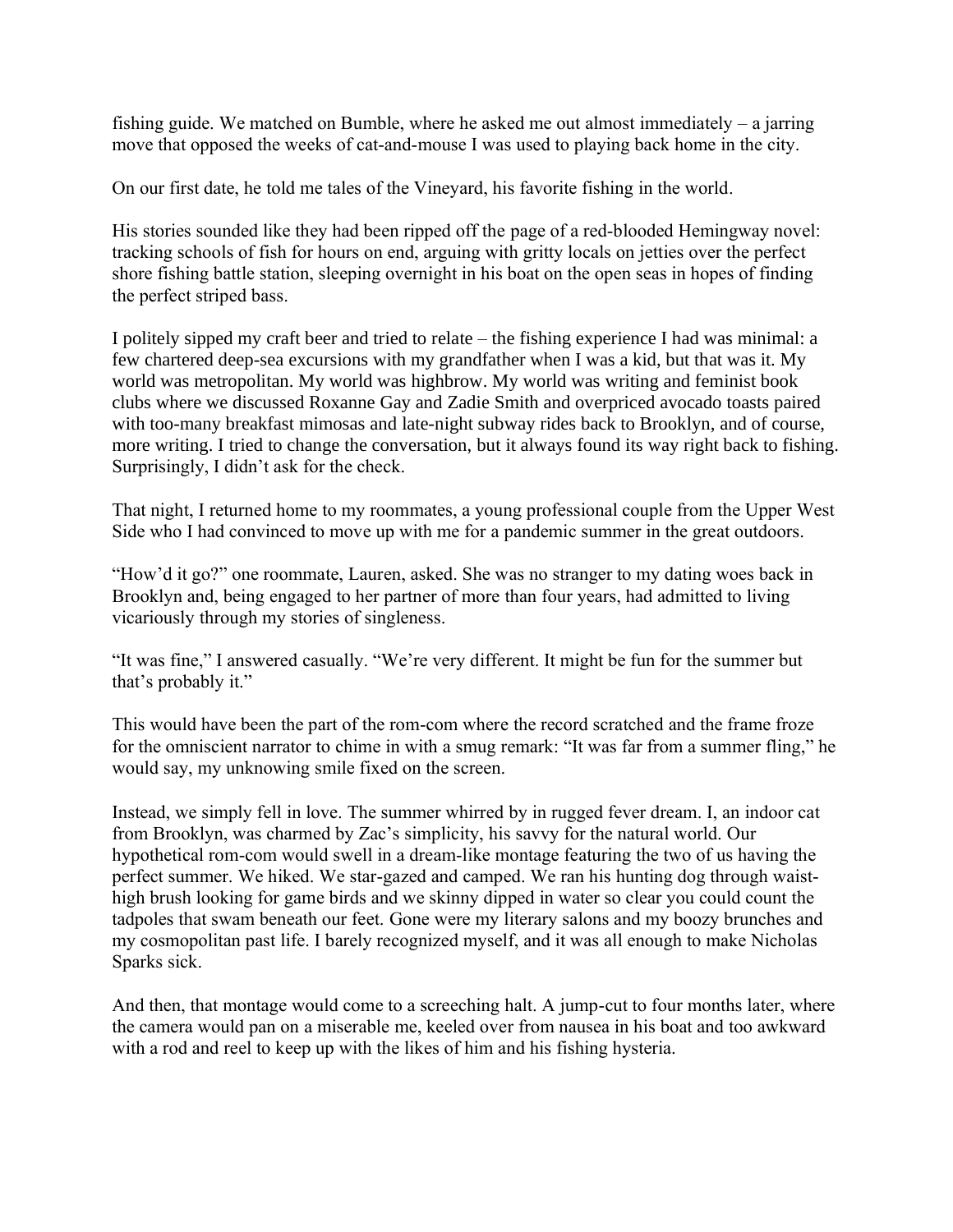fishing guide. We matched on Bumble, where he asked me out almost immediately – a jarring move that opposed the weeks of cat-and-mouse I was used to playing back home in the city.

On our first date, he told me tales of the Vineyard, his favorite fishing in the world.

His stories sounded like they had been ripped off the page of a red-blooded Hemingway novel: tracking schools of fish for hours on end, arguing with gritty locals on jetties over the perfect shore fishing battle station, sleeping overnight in his boat on the open seas in hopes of finding the perfect striped bass.

I politely sipped my craft beer and tried to relate – the fishing experience I had was minimal: a few chartered deep-sea excursions with my grandfather when I was a kid, but that was it. My world was metropolitan. My world was highbrow. My world was writing and feminist book clubs where we discussed Roxanne Gay and Zadie Smith and overpriced avocado toasts paired with too-many breakfast mimosas and late-night subway rides back to Brooklyn, and of course, more writing. I tried to change the conversation, but it always found its way right back to fishing. Surprisingly, I didn't ask for the check.

That night, I returned home to my roommates, a young professional couple from the Upper West Side who I had convinced to move up with me for a pandemic summer in the great outdoors.

"How'd it go?" one roommate, Lauren, asked. She was no stranger to my dating woes back in Brooklyn and, being engaged to her partner of more than four years, had admitted to living vicariously through my stories of singleness.

"It was fine," I answered casually. "We're very different. It might be fun for the summer but that's probably it."

This would have been the part of the rom-com where the record scratched and the frame froze for the omniscient narrator to chime in with a smug remark: "It was far from a summer fling," he would say, my unknowing smile fixed on the screen.

Instead, we simply fell in love. The summer whirred by in rugged fever dream. I, an indoor cat from Brooklyn, was charmed by Zac's simplicity, his savvy for the natural world. Our hypothetical rom-com would swell in a dream-like montage featuring the two of us having the perfect summer. We hiked. We star-gazed and camped. We ran his hunting dog through waist-high brush looking for game birds and we skinny dipped in water so clear you could count the tadpoles that swam beneath our feet. Gone were my literary salons and my boozy brunches and my cosmopolitan past life. I barely recognized myself, and it was all enough to make Nicholas Sparks sick.

And then, that montage would come to a screeching halt. A jump-cut to four months later, where the camera would pan on a miserable me, keeled over from nausea in his boat and too awkward with a rod and reel to keep up with the likes of him and his fishing hysteria.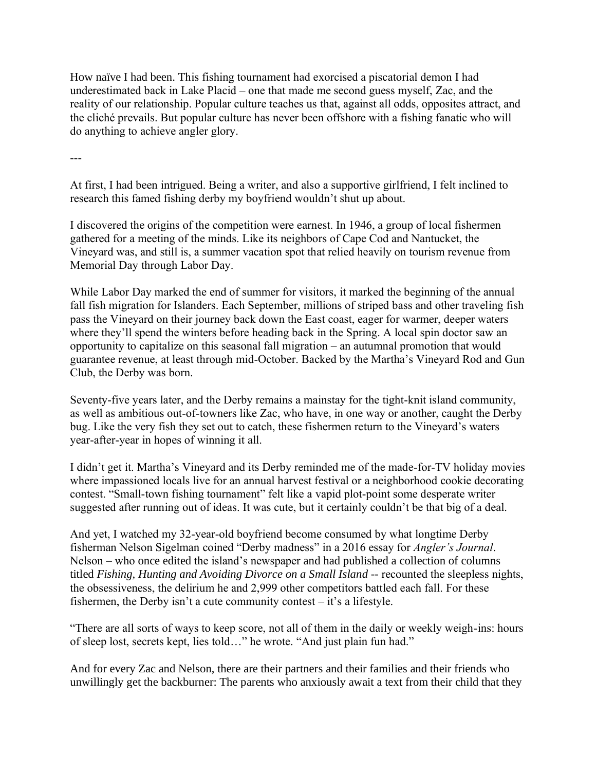How naïve I had been. This fishing tournament had exorcised a piscatorial demon I had underestimated back in Lake Placid – one that made me second guess myself, Zac, and the reality of our relationship. Popular culture teaches us that, against all odds, opposites attract, and the cliché prevails. But popular culture has never been offshore with a fishing fanatic who will do anything to achieve angler glory.

---

At first, I had been intrigued. Being a writer, and also a supportive girlfriend, I felt inclined to research this famed fishing derby my boyfriend wouldn't shut up about.

I discovered the origins of the competition were earnest. In 1946, a group of local fishermen gathered for a meeting of the minds. Like its neighbors of Cape Cod and Nantucket, the Vineyard was, and still is, a summer vacation spot that relied heavily on tourism revenue from Memorial Day through Labor Day.

While Labor Day marked the end of summer for visitors, it marked the beginning of the annual fall fish migration for Islanders. Each September, millions of striped bass and other traveling fish pass the Vineyard on their journey back down the East coast, eager for warmer, deeper waters where they'll spend the winters before heading back in the Spring. A local spin doctor saw an opportunity to capitalize on this seasonal fall migration – an autumnal promotion that would guarantee revenue, at least through mid-October. Backed by the Martha's Vineyard Rod and Gun Club, the Derby was born.

Seventy-five years later, and the Derby remains a mainstay for the tight-knit island community, as well as ambitious out-of-towners like Zac, who have, in one way or another, caught the Derby bug. Like the very fish they set out to catch, these fishermen return to the Vineyard's waters year-after-year in hopes of winning it all.

I didn't get it. Martha's Vineyard and its Derby reminded me of the made-for-TV holiday movies where impassioned locals live for an annual harvest festival or a neighborhood cookie decorating contest. "Small-town fishing tournament" felt like a vapid plot-point some desperate writer suggested after running out of ideas. It was cute, but it certainly couldn't be that big of a deal.

And yet, I watched my 32-year-old boyfriend become consumed by what longtime Derby fisherman Nelson Sigelman coined "Derby madness" in a 2016 essay for *Angler's Journal*. Nelson – who once edited the island's newspaper and had published a collection of columns titled *Fishing, Hunting and Avoiding Divorce on a Small Island* -- recounted the sleepless nights, the obsessiveness, the delirium he and 2,999 other competitors battled each fall. For these fishermen, the Derby isn't a cute community contest – it's a lifestyle.

"There are all sorts of ways to keep score, not all of them in the daily or weekly weigh-ins: hours of sleep lost, secrets kept, lies told…" he wrote. "And just plain fun had."

And for every Zac and Nelson, there are their partners and their families and their friends who unwillingly get the backburner: The parents who anxiously await a text from their child that they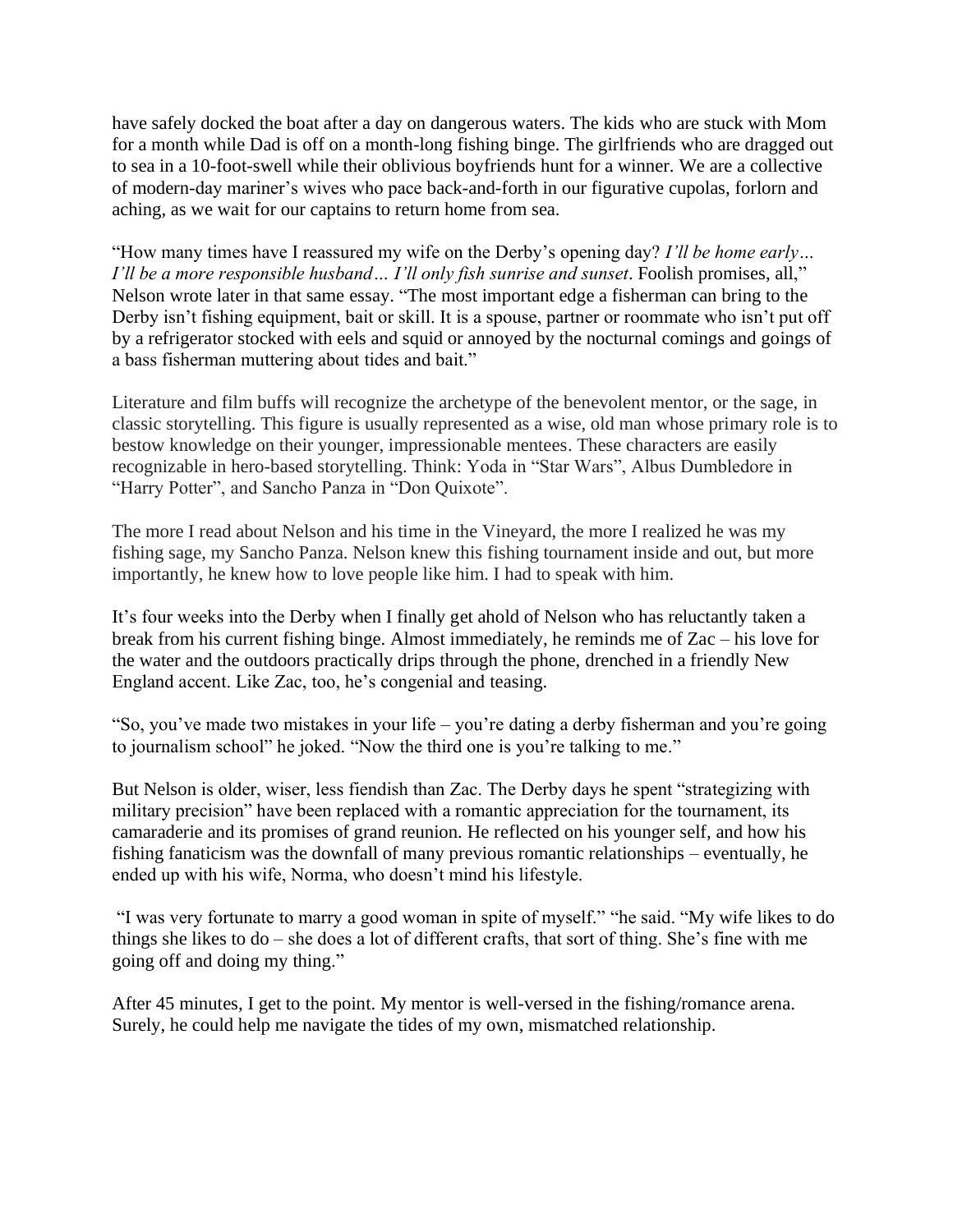have safely docked the boat after a day on dangerous waters. The kids who are stuck with Mom for a month while Dad is off on a month-long fishing binge. The girlfriends who are dragged out to sea in a 10-foot-swell while their oblivious boyfriends hunt for a winner. We are a collective of modern-day mariner's wives who pace back-and-forth in our figurative cupolas, forlorn and aching, as we wait for our captains to return home from sea.

"How many times have I reassured my wife on the Derby's opening day? *I'll be home early… I'll be a more responsible husband… I'll only fish sunrise and sunset*. Foolish promises, all," Nelson wrote later in that same essay. "The most important edge a fisherman can bring to the Derby isn't fishing equipment, bait or skill. It is a spouse, partner or roommate who isn't put off by a refrigerator stocked with eels and squid or annoyed by the nocturnal comings and goings of a bass fisherman muttering about tides and bait."

Literature and film buffs will recognize the archetype of the benevolent mentor, or the sage, in classic storytelling. This figure is usually represented as a wise, old man whose primary role is to bestow knowledge on their younger, impressionable mentees. These characters are easily recognizable in hero-based storytelling. Think: Yoda in "Star Wars", Albus Dumbledore in "Harry Potter", and Sancho Panza in "Don Quixote".

The more I read about Nelson and his time in the Vineyard, the more I realized he was my fishing sage, my Sancho Panza. Nelson knew this fishing tournament inside and out, but more importantly, he knew how to love people like him. I had to speak with him.

It's four weeks into the Derby when I finally get ahold of Nelson who has reluctantly taken a break from his current fishing binge. Almost immediately, he reminds me of Zac – his love for the water and the outdoors practically drips through the phone, drenched in a friendly New England accent. Like Zac, too, he's congenial and teasing.

"So, you've made two mistakes in your life – you're dating a derby fisherman and you're going to journalism school" he joked. "Now the third one is you're talking to me."

But Nelson is older, wiser, less fiendish than Zac. The Derby days he spent "strategizing with military precision" have been replaced with a romantic appreciation for the tournament, its camaraderie and its promises of grand reunion. He reflected on his younger self, and how his fishing fanaticism was the downfall of many previous romantic relationships – eventually, he ended up with his wife, Norma, who doesn't mind his lifestyle.

"I was very fortunate to marry a good woman in spite of myself." "he said. "My wife likes to do things she likes to do – she does a lot of different crafts, that sort of thing. She's fine with me going off and doing my thing."

After 45 minutes, I get to the point. My mentor is well-versed in the fishing/romance arena. Surely, he could help me navigate the tides of my own, mismatched relationship.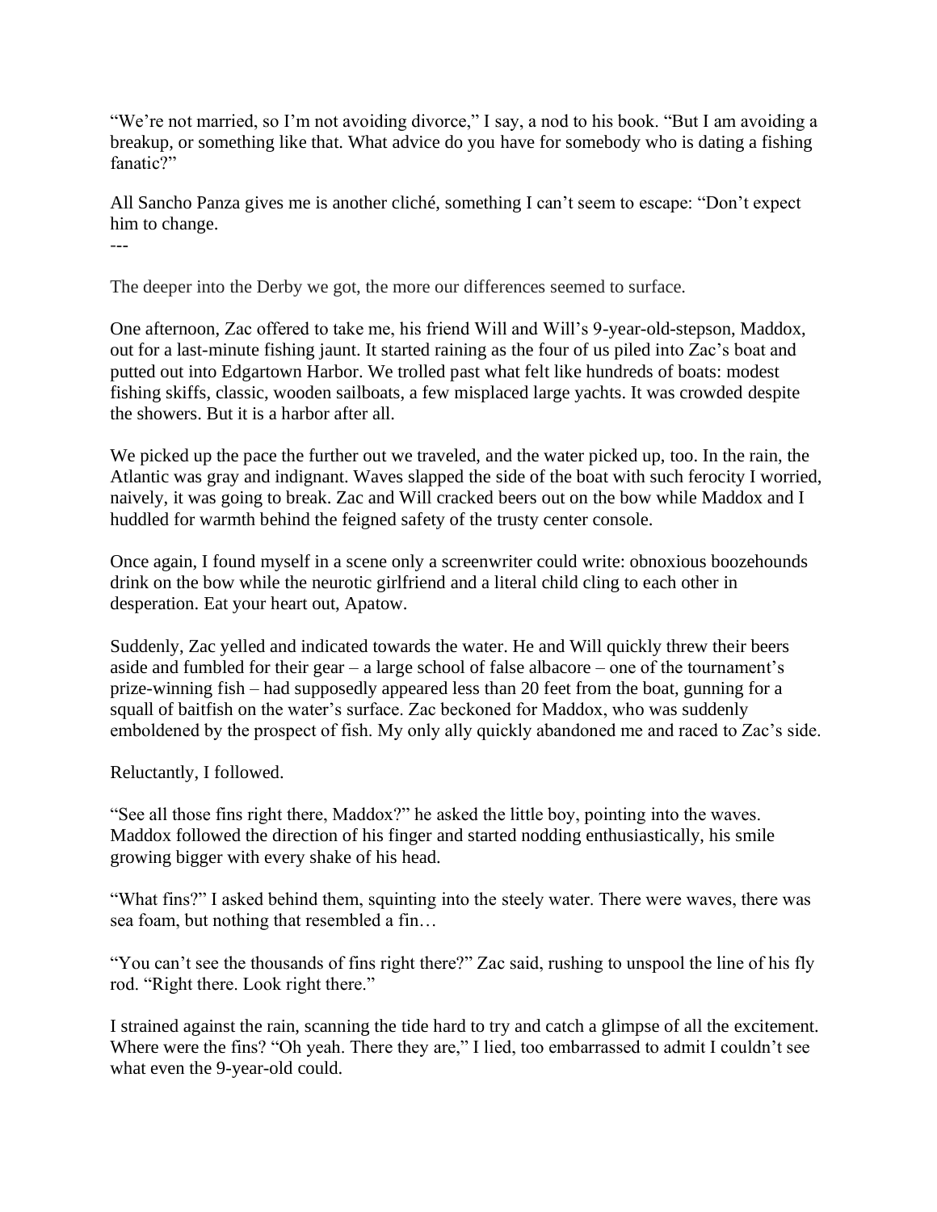"We're not married, so I'm not avoiding divorce," I say, a nod to his book. "But I am avoiding a breakup, or something like that. What advice do you have for somebody who is dating a fishing fanatic?"

All Sancho Panza gives me is another cliché, something I can't seem to escape: "Don't expect him to change.

---

The deeper into the Derby we got, the more our differences seemed to surface.

One afternoon, Zac offered to take me, his friend Will and Will's 9-year-old-stepson, Maddox, out for a last-minute fishing jaunt. It started raining as the four of us piled into Zac's boat and putted out into Edgartown Harbor. We trolled past what felt like hundreds of boats: modest fishing skiffs, classic, wooden sailboats, a few misplaced large yachts. It was crowded despite the showers. But it is a harbor after all.

We picked up the pace the further out we traveled, and the water picked up, too. In the rain, the Atlantic was gray and indignant. Waves slapped the side of the boat with such ferocity I worried, naively, it was going to break. Zac and Will cracked beers out on the bow while Maddox and I huddled for warmth behind the feigned safety of the trusty center console.

Once again, I found myself in a scene only a screenwriter could write: obnoxious boozehounds drink on the bow while the neurotic girlfriend and a literal child cling to each other in desperation. Eat your heart out, Apatow.

Suddenly, Zac yelled and indicated towards the water. He and Will quickly threw their beers aside and fumbled for their gear – a large school of false albacore – one of the tournament's prize-winning fish – had supposedly appeared less than 20 feet from the boat, gunning for a squall of baitfish on the water's surface. Zac beckoned for Maddox, who was suddenly emboldened by the prospect of fish. My only ally quickly abandoned me and raced to Zac's side.

Reluctantly, I followed.

"See all those fins right there, Maddox?" he asked the little boy, pointing into the waves. Maddox followed the direction of his finger and started nodding enthusiastically, his smile growing bigger with every shake of his head.

"What fins?" I asked behind them, squinting into the steely water. There were waves, there was sea foam, but nothing that resembled a fin…

"You can't see the thousands of fins right there?" Zac said, rushing to unspool the line of his fly rod. "Right there. Look right there."

I strained against the rain, scanning the tide hard to try and catch a glimpse of all the excitement. Where were the fins? "Oh yeah. There they are," I lied, too embarrassed to admit I couldn't see what even the 9-year-old could.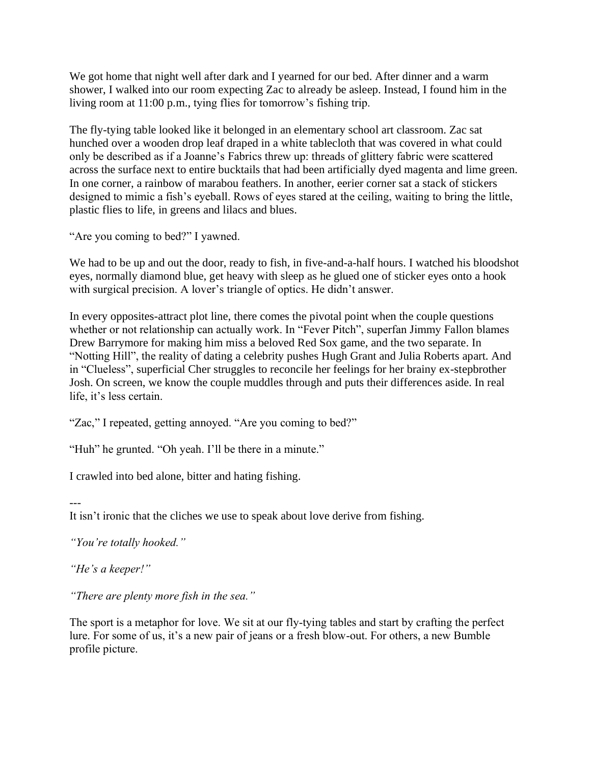We got home that night well after dark and I yearned for our bed. After dinner and a warm shower, I walked into our room expecting Zac to already be asleep. Instead, I found him in the living room at 11:00 p.m., tying flies for tomorrow's fishing trip.

The fly-tying table looked like it belonged in an elementary school art classroom. Zac sat hunched over a wooden drop leaf draped in a white tablecloth that was covered in what could only be described as if a Joanne's Fabrics threw up: threads of glittery fabric were scattered across the surface next to entire bucktails that had been artificially dyed magenta and lime green. In one corner, a rainbow of marabou feathers. In another, eerier corner sat a stack of stickers designed to mimic a fish's eyeball. Rows of eyes stared at the ceiling, waiting to bring the little, plastic flies to life, in greens and lilacs and blues.

"Are you coming to bed?" I yawned.

We had to be up and out the door, ready to fish, in five-and-a-half hours. I watched his bloodshot eyes, normally diamond blue, get heavy with sleep as he glued one of sticker eyes onto a hook with surgical precision. A lover's triangle of optics. He didn't answer.

In every opposites-attract plot line, there comes the pivotal point when the couple questions whether or not relationship can actually work. In "Fever Pitch", superfan Jimmy Fallon blames Drew Barrymore for making him miss a beloved Red Sox game, and the two separate. In "Notting Hill", the reality of dating a celebrity pushes Hugh Grant and Julia Roberts apart. And in "Clueless", superficial Cher struggles to reconcile her feelings for her brainy ex-stepbrother Josh. On screen, we know the couple muddles through and puts their differences aside. In real life, it's less certain.

"Zac," I repeated, getting annoyed. "Are you coming to bed?"

"Huh" he grunted. "Oh yeah. I'll be there in a minute."

I crawled into bed alone, bitter and hating fishing.

---

It isn't ironic that the cliches we use to speak about love derive from fishing.

*"You're totally hooked."*

*"He's a keeper!"*

*"There are plenty more fish in the sea."*

The sport is a metaphor for love. We sit at our fly-tying tables and start by crafting the perfect lure. For some of us, it's a new pair of jeans or a fresh blow-out. For others, a new Bumble profile picture.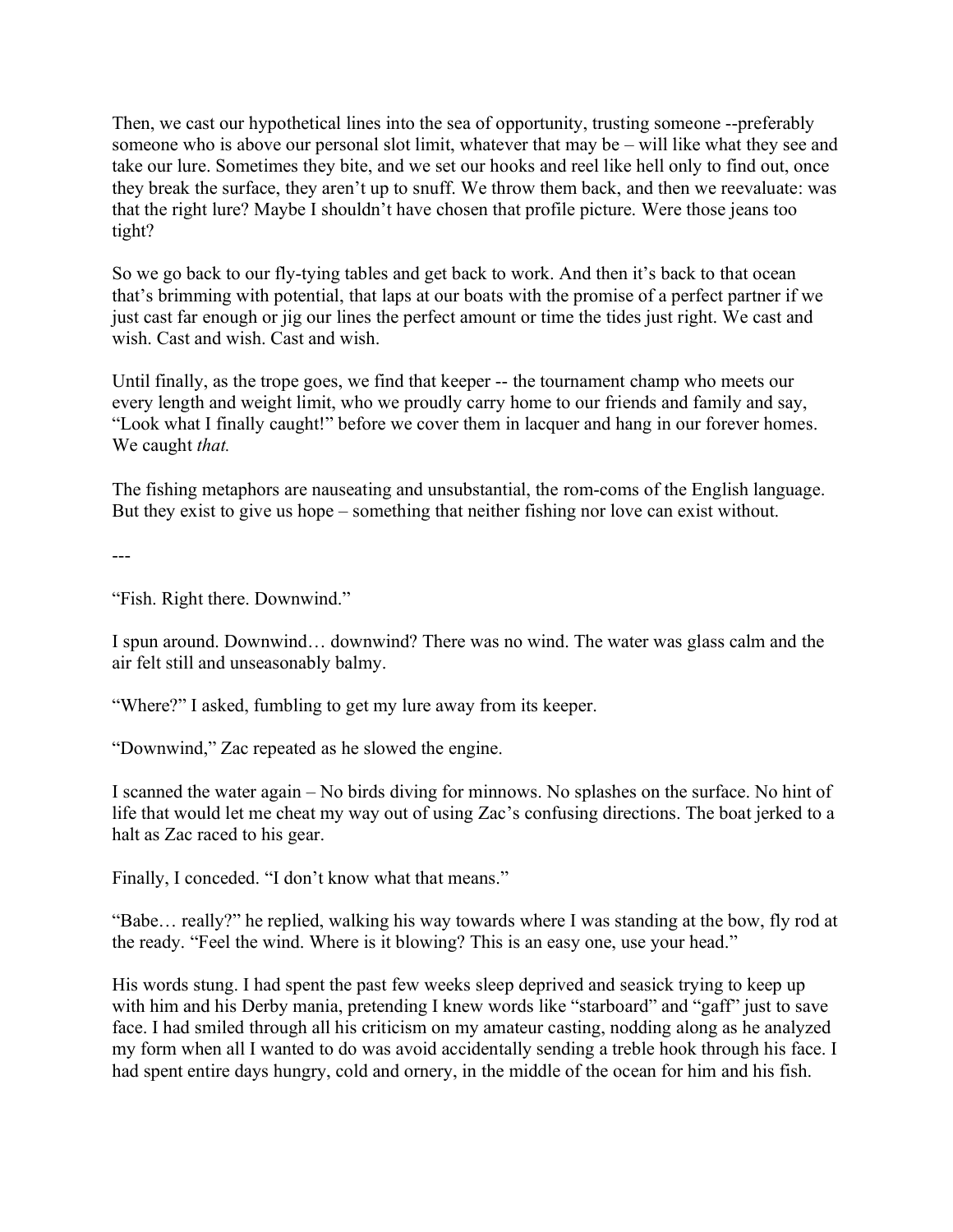Then, we cast our hypothetical lines into the sea of opportunity, trusting someone --preferably someone who is above our personal slot limit, whatever that may be – will like what they see and take our lure. Sometimes they bite, and we set our hooks and reel like hell only to find out, once they break the surface, they aren't up to snuff. We throw them back, and then we reevaluate: was that the right lure? Maybe I shouldn't have chosen that profile picture. Were those jeans too tight?

So we go back to our fly-tying tables and get back to work. And then it's back to that ocean that's brimming with potential, that laps at our boats with the promise of a perfect partner if we just cast far enough or jig our lines the perfect amount or time the tides just right. We cast and wish. Cast and wish. Cast and wish.

Until finally, as the trope goes, we find that keeper -- the tournament champ who meets our every length and weight limit, who we proudly carry home to our friends and family and say, "Look what I finally caught!" before we cover them in lacquer and hang in our forever homes. We caught *that.*

The fishing metaphors are nauseating and unsubstantial, the rom-coms of the English language. But they exist to give us hope – something that neither fishing nor love can exist without.

---

"Fish. Right there. Downwind."

I spun around. Downwind… downwind? There was no wind. The water was glass calm and the air felt still and unseasonably balmy.

"Where?" I asked, fumbling to get my lure away from its keeper.

"Downwind," Zac repeated as he slowed the engine.

I scanned the water again – No birds diving for minnows. No splashes on the surface. No hint of life that would let me cheat my way out of using Zac's confusing directions. The boat jerked to a halt as Zac raced to his gear.

Finally, I conceded. "I don't know what that means."

"Babe… really?" he replied, walking his way towards where I was standing at the bow, fly rod at the ready. "Feel the wind. Where is it blowing? This is an easy one, use your head."

His words stung. I had spent the past few weeks sleep deprived and seasick trying to keep up with him and his Derby mania, pretending I knew words like "starboard" and "gaff" just to save face. I had smiled through all his criticism on my amateur casting, nodding along as he analyzed my form when all I wanted to do was avoid accidentally sending a treble hook through his face. I had spent entire days hungry, cold and ornery, in the middle of the ocean for him and his fish.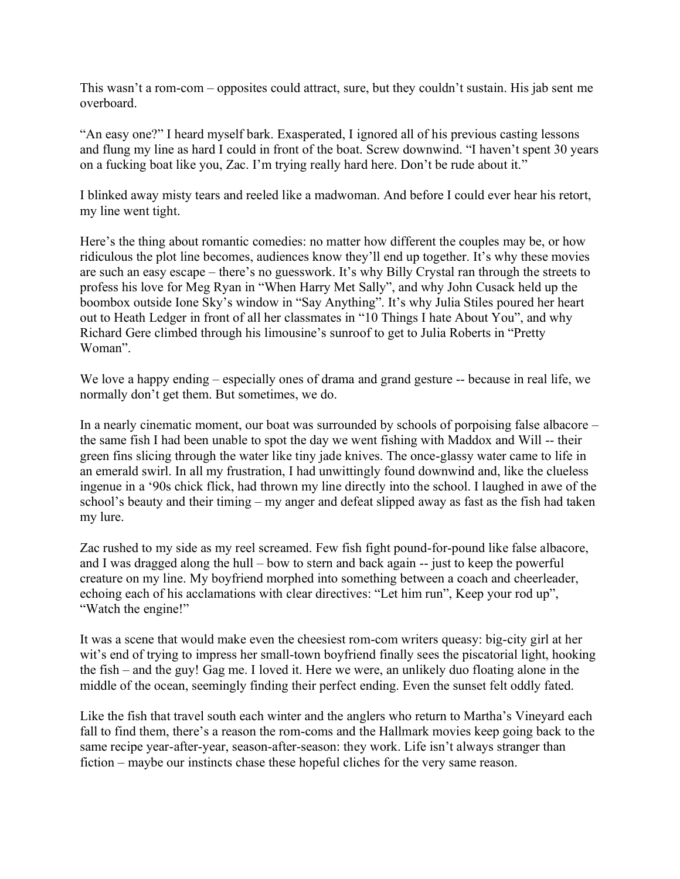This wasn't a rom-com – opposites could attract, sure, but they couldn't sustain. His jab sent me overboard.

"An easy one?" I heard myself bark. Exasperated, I ignored all of his previous casting lessons and flung my line as hard I could in front of the boat. Screw downwind. "I haven't spent 30 years on a fucking boat like you, Zac. I'm trying really hard here. Don't be rude about it."

I blinked away misty tears and reeled like a madwoman. And before I could ever hear his retort, my line went tight.

Here's the thing about romantic comedies: no matter how different the couples may be, or how ridiculous the plot line becomes, audiences know they'll end up together. It's why these movies are such an easy escape – there's no guesswork. It's why Billy Crystal ran through the streets to profess his love for Meg Ryan in "When Harry Met Sally", and why John Cusack held up the boombox outside Ione Sky's window in "Say Anything". It's why Julia Stiles poured her heart out to Heath Ledger in front of all her classmates in "10 Things I hate About You", and why Richard Gere climbed through his limousine's sunroof to get to Julia Roberts in "Pretty Woman".

We love a happy ending – especially ones of drama and grand gesture -- because in real life, we normally don't get them. But sometimes, we do.

In a nearly cinematic moment, our boat was surrounded by schools of porpoising false albacore – the same fish I had been unable to spot the day we went fishing with Maddox and Will -- their green fins slicing through the water like tiny jade knives. The once-glassy water came to life in an emerald swirl. In all my frustration, I had unwittingly found downwind and, like the clueless ingenue in a '90s chick flick, had thrown my line directly into the school. I laughed in awe of the school's beauty and their timing – my anger and defeat slipped away as fast as the fish had taken my lure.

Zac rushed to my side as my reel screamed. Few fish fight pound-for-pound like false albacore, and I was dragged along the hull – bow to stern and back again -- just to keep the powerful creature on my line. My boyfriend morphed into something between a coach and cheerleader, echoing each of his acclamations with clear directives: "Let him run", Keep your rod up", "Watch the engine!"

It was a scene that would make even the cheesiest rom-com writers queasy: big-city girl at her wit's end of trying to impress her small-town boyfriend finally sees the piscatorial light, hooking the fish – and the guy! Gag me. I loved it. Here we were, an unlikely duo floating alone in the middle of the ocean, seemingly finding their perfect ending. Even the sunset felt oddly fated.

Like the fish that travel south each winter and the anglers who return to Martha's Vineyard each fall to find them, there's a reason the rom-coms and the Hallmark movies keep going back to the same recipe year-after-year, season-after-season: they work. Life isn't always stranger than fiction – maybe our instincts chase these hopeful cliches for the very same reason.